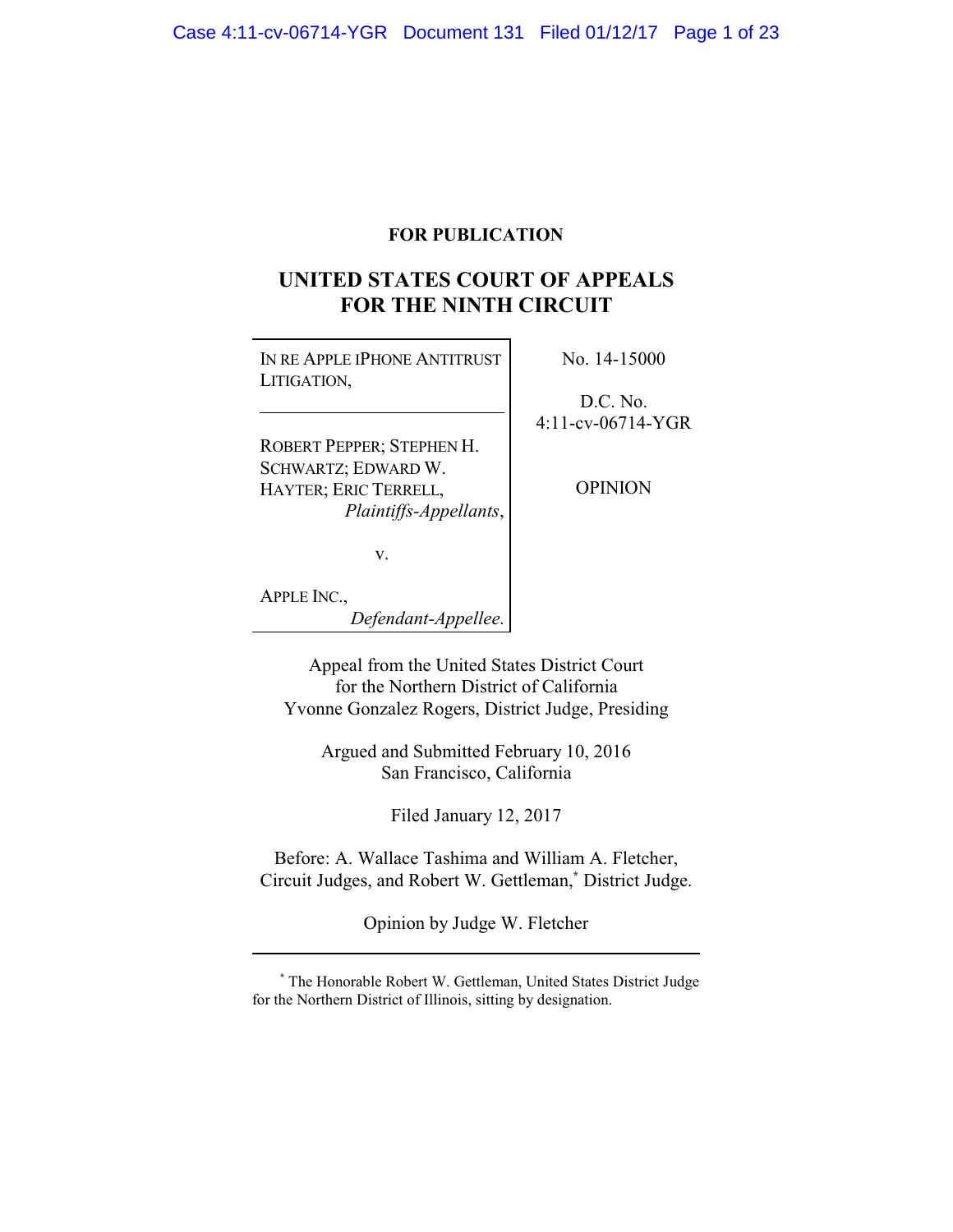**FOR PUBLICATION**

# UNITED STATES COURT OF APPEALS FOR THE NINTH CIRCUIT

IN RE APPLE IPHONE ANTITRUST LITIGATION,

---

ROBERT PEPPER; STEPHEN H. SCHWARTZ; EDWARD W. HAYTER; ERIC TERRELL,
*Plaintiffs-Appellants*,

v.

APPLE INC.,
*Defendant-Appellee.*

No. 14-15000

D.C. No. 4:11-cv-06714-YGR

OPINION

Appeal from the United States District Court for the Northern District of California
Yvonne Gonzalez Rogers, District Judge, Presiding

Argued and Submitted February 10, 2016
San Francisco, California

Filed January 12, 2017

Before: A. Wallace Tashima and William A. Fletcher, Circuit Judges, and Robert W. Gettleman,* District Judge.

Opinion by Judge W. Fletcher

---

* The Honorable Robert W. Gettleman, United States District Judge for the Northern District of Illinois, sitting by designation.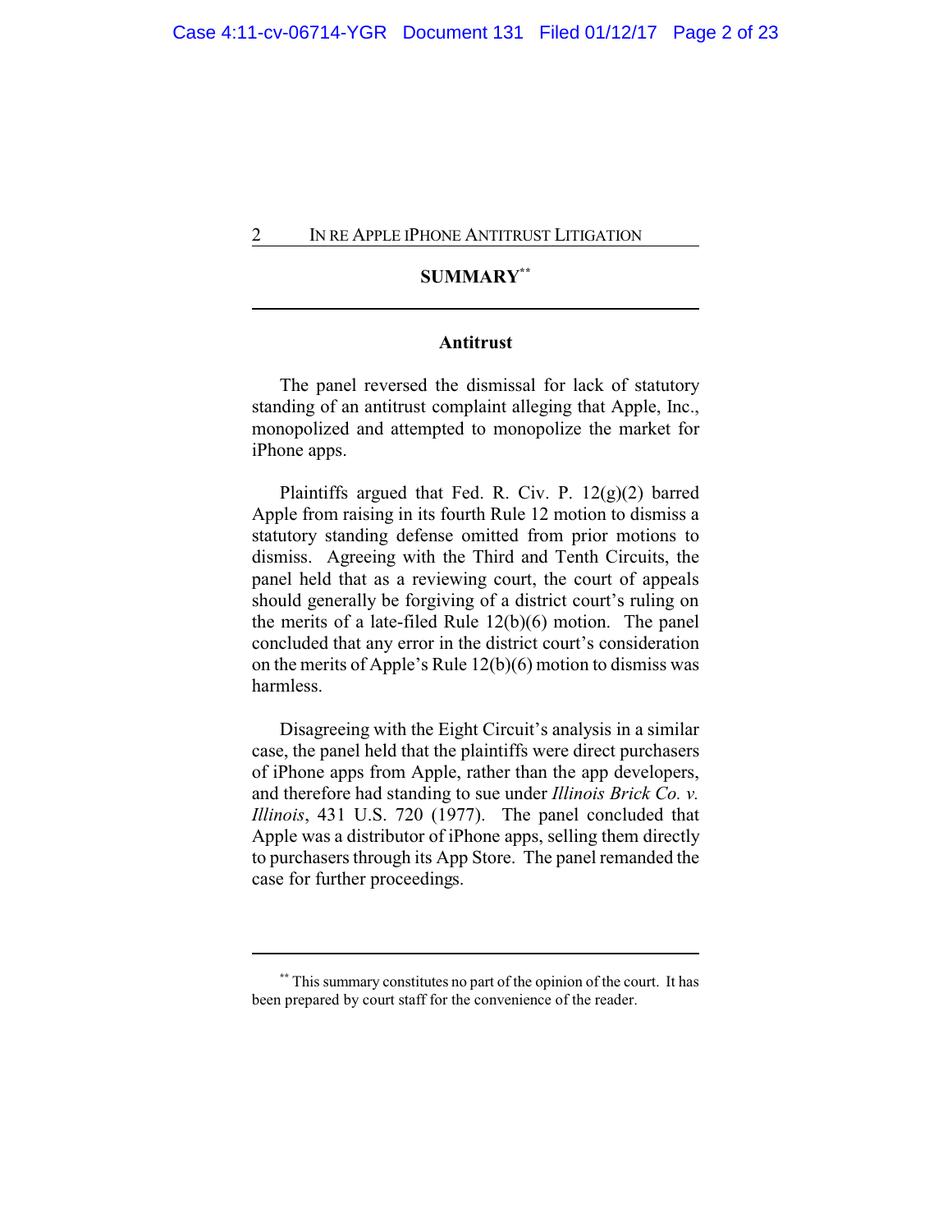## SUMMARY[**]

### Antitrust

The panel reversed the dismissal for lack of statutory standing of an antitrust complaint alleging that Apple, Inc., monopolized and attempted to monopolize the market for iPhone apps.

Plaintiffs argued that Fed. R. Civ. P. 12(g)(2) barred Apple from raising in its fourth Rule 12 motion to dismiss a statutory standing defense omitted from prior motions to dismiss. Agreeing with the Third and Tenth Circuits, the panel held that as a reviewing court, the court of appeals should generally be forgiving of a district court's ruling on the merits of a late-filed Rule 12(b)(6) motion. The panel concluded that any error in the district court's consideration on the merits of Apple's Rule 12(b)(6) motion to dismiss was harmless.

Disagreeing with the Eight Circuit's analysis in a similar case, the panel held that the plaintiffs were direct purchasers of iPhone apps from Apple, rather than the app developers, and therefore had standing to sue under *Illinois Brick Co. v. Illinois*, 431 U.S. 720 (1977). The panel concluded that Apple was a distributor of iPhone apps, selling them directly to purchasers through its App Store. The panel remanded the case for further proceedings.

---

[**] This summary constitutes no part of the opinion of the court. It has been prepared by court staff for the convenience of the reader.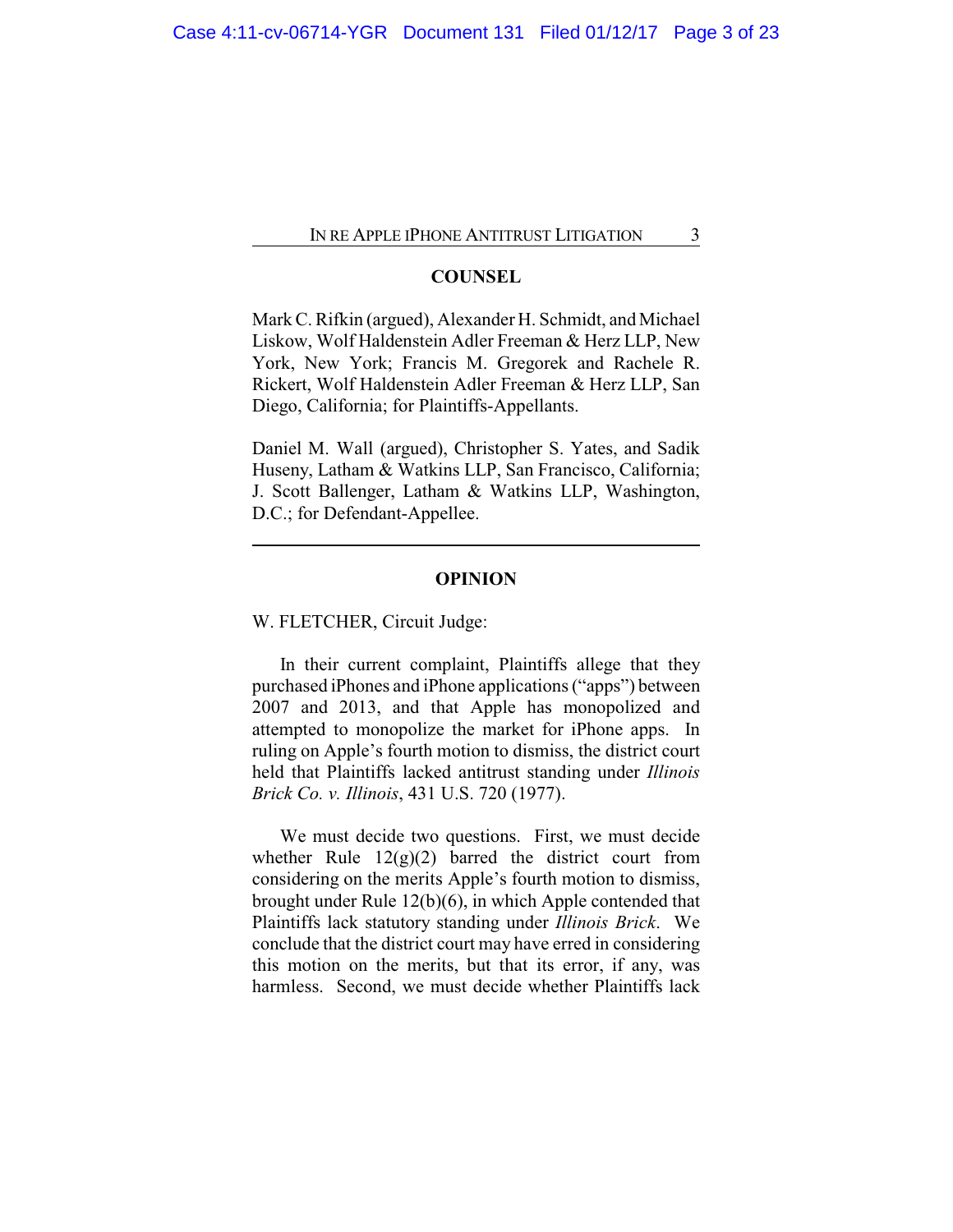## COUNSEL

Mark C. Rifkin (argued), Alexander H. Schmidt, and Michael Liskow, Wolf Haldenstein Adler Freeman & Herz LLP, New York, New York; Francis M. Gregorek and Rachele R. Rickert, Wolf Haldenstein Adler Freeman & Herz LLP, San Diego, California; for Plaintiffs-Appellants.

Daniel M. Wall (argued), Christopher S. Yates, and Sadik Huseny, Latham & Watkins LLP, San Francisco, California; J. Scott Ballenger, Latham & Watkins LLP, Washington, D.C.; for Defendant-Appellee.

---

## OPINION

W. FLETCHER, Circuit Judge:

In their current complaint, Plaintiffs allege that they purchased iPhones and iPhone applications ("apps") between 2007 and 2013, and that Apple has monopolized and attempted to monopolize the market for iPhone apps. In ruling on Apple's fourth motion to dismiss, the district court held that Plaintiffs lacked antitrust standing under *Illinois Brick Co. v. Illinois*, 431 U.S. 720 (1977).

We must decide two questions. First, we must decide whether Rule 12(g)(2) barred the district court from considering on the merits Apple's fourth motion to dismiss, brought under Rule 12(b)(6), in which Apple contended that Plaintiffs lack statutory standing under *Illinois Brick*. We conclude that the district court may have erred in considering this motion on the merits, but that its error, if any, was harmless. Second, we must decide whether Plaintiffs lack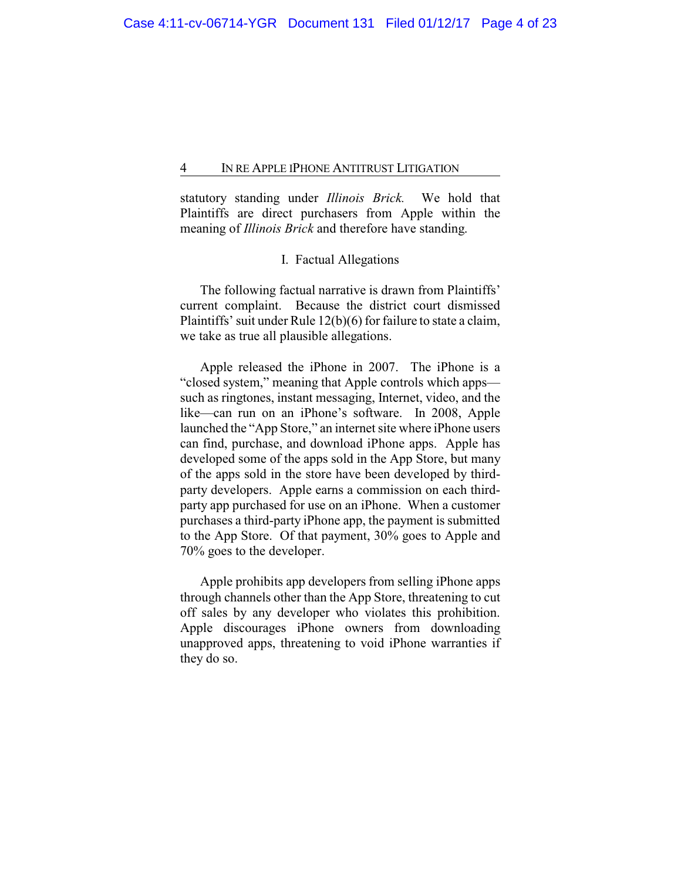statutory standing under *Illinois Brick.* We hold that Plaintiffs are direct purchasers from Apple within the meaning of *Illinois Brick* and therefore have standing.

## I. Factual Allegations

The following factual narrative is drawn from Plaintiffs' current complaint. Because the district court dismissed Plaintiffs' suit under Rule 12(b)(6) for failure to state a claim, we take as true all plausible allegations.

Apple released the iPhone in 2007. The iPhone is a "closed system," meaning that Apple controls which apps—such as ringtones, instant messaging, Internet, video, and the like—can run on an iPhone's software. In 2008, Apple launched the "App Store," an internet site where iPhone users can find, purchase, and download iPhone apps. Apple has developed some of the apps sold in the App Store, but many of the apps sold in the store have been developed by third-party developers. Apple earns a commission on each third-party app purchased for use on an iPhone. When a customer purchases a third-party iPhone app, the payment is submitted to the App Store. Of that payment, 30% goes to Apple and 70% goes to the developer.

Apple prohibits app developers from selling iPhone apps through channels other than the App Store, threatening to cut off sales by any developer who violates this prohibition. Apple discourages iPhone owners from downloading unapproved apps, threatening to void iPhone warranties if they do so.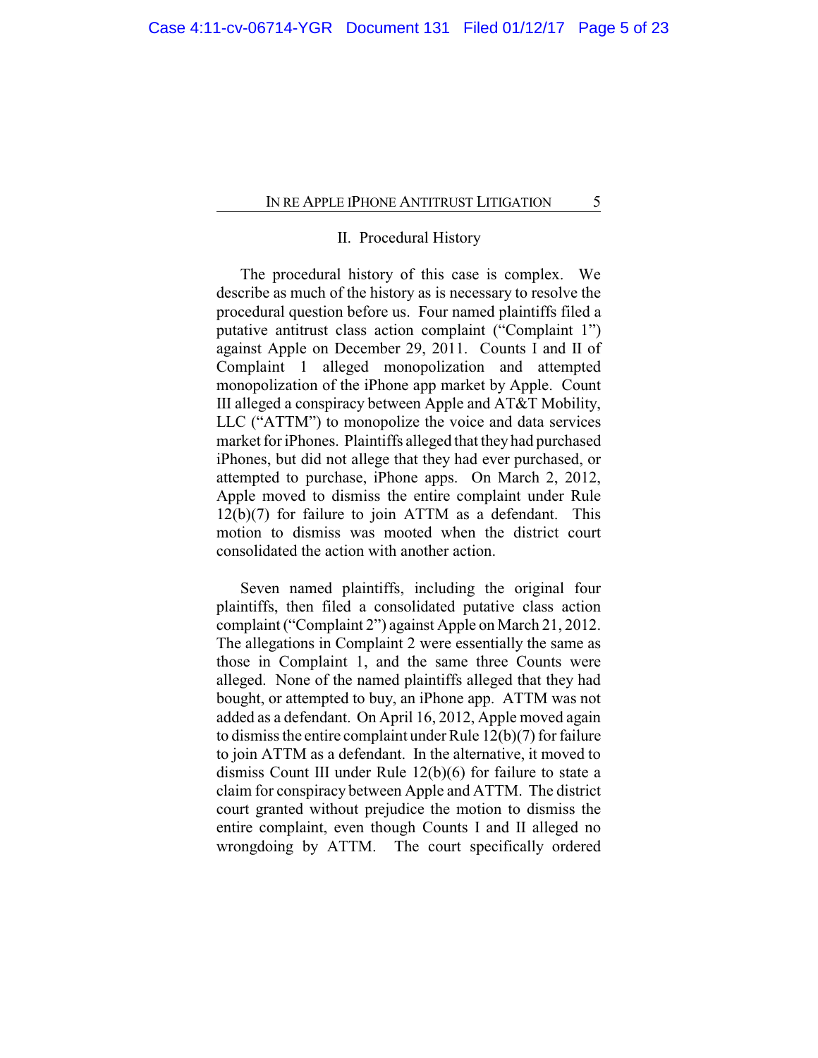## II. Procedural History

The procedural history of this case is complex. We describe as much of the history as is necessary to resolve the procedural question before us. Four named plaintiffs filed a putative antitrust class action complaint ("Complaint 1") against Apple on December 29, 2011. Counts I and II of Complaint 1 alleged monopolization and attempted monopolization of the iPhone app market by Apple. Count III alleged a conspiracy between Apple and AT&T Mobility, LLC ("ATTM") to monopolize the voice and data services market for iPhones. Plaintiffs alleged that they had purchased iPhones, but did not allege that they had ever purchased, or attempted to purchase, iPhone apps. On March 2, 2012, Apple moved to dismiss the entire complaint under Rule 12(b)(7) for failure to join ATTM as a defendant. This motion to dismiss was mooted when the district court consolidated the action with another action.

Seven named plaintiffs, including the original four plaintiffs, then filed a consolidated putative class action complaint ("Complaint 2") against Apple on March 21, 2012. The allegations in Complaint 2 were essentially the same as those in Complaint 1, and the same three Counts were alleged. None of the named plaintiffs alleged that they had bought, or attempted to buy, an iPhone app. ATTM was not added as a defendant. On April 16, 2012, Apple moved again to dismiss the entire complaint under Rule 12(b)(7) for failure to join ATTM as a defendant. In the alternative, it moved to dismiss Count III under Rule 12(b)(6) for failure to state a claim for conspiracy between Apple and ATTM. The district court granted without prejudice the motion to dismiss the entire complaint, even though Counts I and II alleged no wrongdoing by ATTM. The court specifically ordered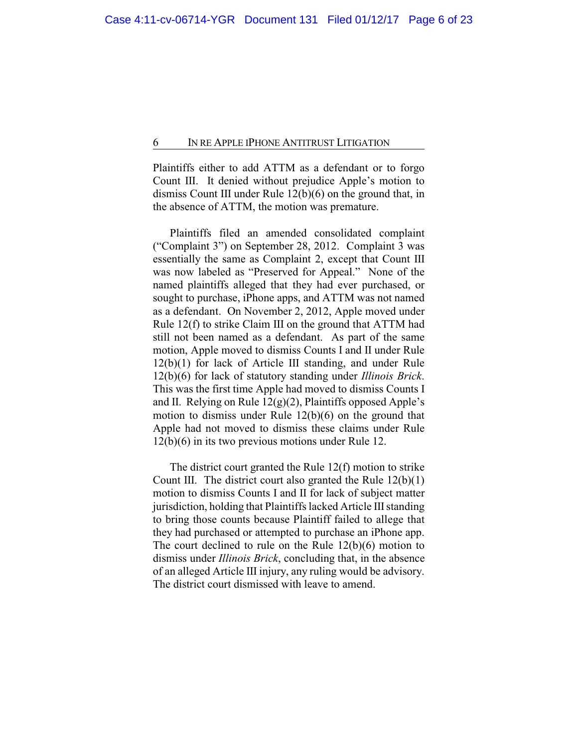Plaintiffs either to add ATTM as a defendant or to forgo Count III. It denied without prejudice Apple's motion to dismiss Count III under Rule 12(b)(6) on the ground that, in the absence of ATTM, the motion was premature.

Plaintiffs filed an amended consolidated complaint ("Complaint 3") on September 28, 2012. Complaint 3 was essentially the same as Complaint 2, except that Count III was now labeled as "Preserved for Appeal." None of the named plaintiffs alleged that they had ever purchased, or sought to purchase, iPhone apps, and ATTM was not named as a defendant. On November 2, 2012, Apple moved under Rule 12(f) to strike Claim III on the ground that ATTM had still not been named as a defendant. As part of the same motion, Apple moved to dismiss Counts I and II under Rule 12(b)(1) for lack of Article III standing, and under Rule 12(b)(6) for lack of statutory standing under *Illinois Brick*. This was the first time Apple had moved to dismiss Counts I and II. Relying on Rule 12(g)(2), Plaintiffs opposed Apple's motion to dismiss under Rule 12(b)(6) on the ground that Apple had not moved to dismiss these claims under Rule 12(b)(6) in its two previous motions under Rule 12.

The district court granted the Rule 12(f) motion to strike Count III. The district court also granted the Rule 12(b)(1) motion to dismiss Counts I and II for lack of subject matter jurisdiction, holding that Plaintiffs lacked Article III standing to bring those counts because Plaintiff failed to allege that they had purchased or attempted to purchase an iPhone app. The court declined to rule on the Rule 12(b)(6) motion to dismiss under *Illinois Brick*, concluding that, in the absence of an alleged Article III injury, any ruling would be advisory. The district court dismissed with leave to amend.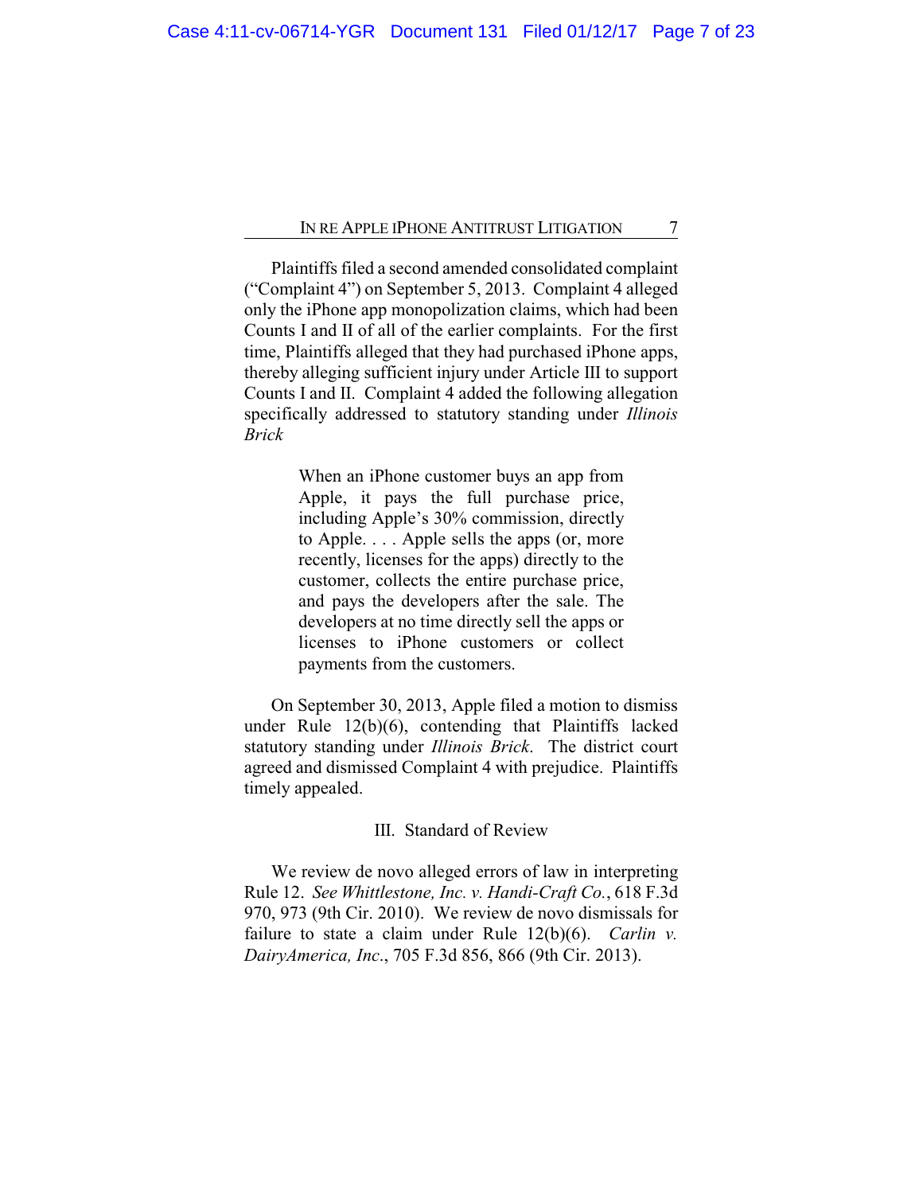Plaintiffs filed a second amended consolidated complaint ("Complaint 4") on September 5, 2013. Complaint 4 alleged only the iPhone app monopolization claims, which had been Counts I and II of all of the earlier complaints. For the first time, Plaintiffs alleged that they had purchased iPhone apps, thereby alleging sufficient injury under Article III to support Counts I and II. Complaint 4 added the following allegation specifically addressed to statutory standing under *Illinois Brick*

> When an iPhone customer buys an app from Apple, it pays the full purchase price, including Apple's 30% commission, directly to Apple. . . . Apple sells the apps (or, more recently, licenses for the apps) directly to the customer, collects the entire purchase price, and pays the developers after the sale. The developers at no time directly sell the apps or licenses to iPhone customers or collect payments from the customers.

On September 30, 2013, Apple filed a motion to dismiss under Rule 12(b)(6), contending that Plaintiffs lacked statutory standing under *Illinois Brick*. The district court agreed and dismissed Complaint 4 with prejudice. Plaintiffs timely appealed.

## III. Standard of Review

We review de novo alleged errors of law in interpreting Rule 12. *See Whittlestone, Inc. v. Handi-Craft Co.*, 618 F.3d 970, 973 (9th Cir. 2010). We review de novo dismissals for failure to state a claim under Rule 12(b)(6). *Carlin v. DairyAmerica, Inc.*, 705 F.3d 856, 866 (9th Cir. 2013).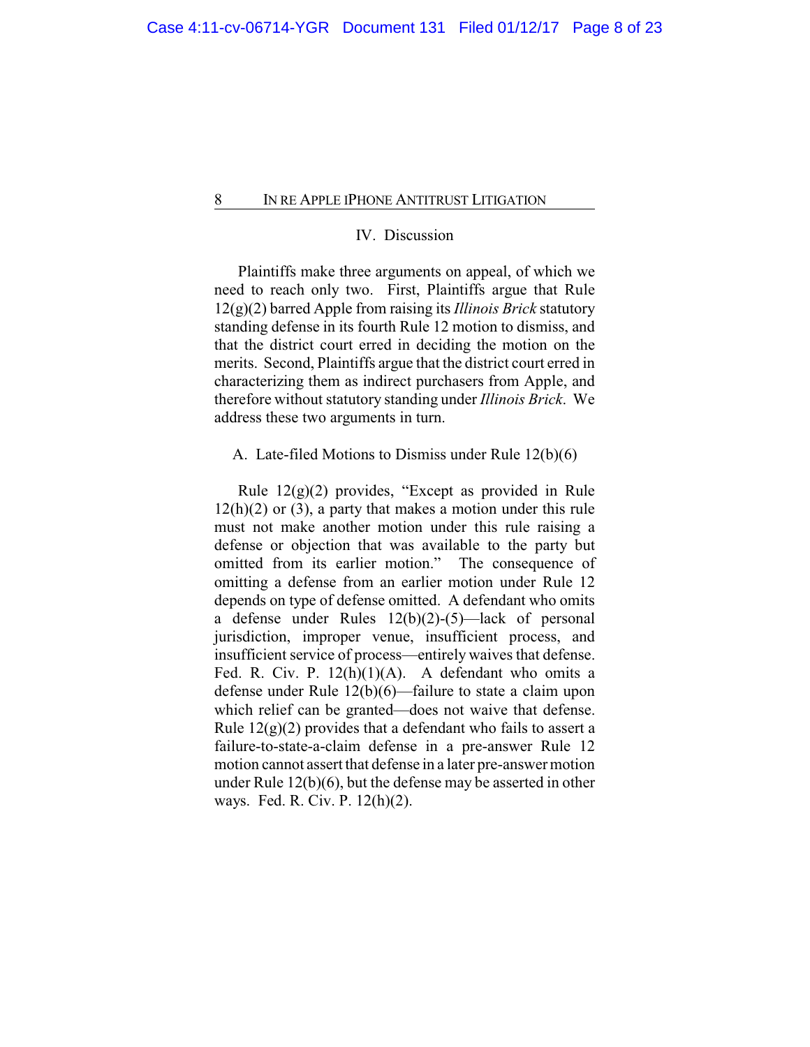## IV. Discussion

Plaintiffs make three arguments on appeal, of which we need to reach only two. First, Plaintiffs argue that Rule 12(g)(2) barred Apple from raising its *Illinois Brick* statutory standing defense in its fourth Rule 12 motion to dismiss, and that the district court erred in deciding the motion on the merits. Second, Plaintiffs argue that the district court erred in characterizing them as indirect purchasers from Apple, and therefore without statutory standing under *Illinois Brick*. We address these two arguments in turn.

### A. Late-filed Motions to Dismiss under Rule 12(b)(6)

Rule 12(g)(2) provides, "Except as provided in Rule 12(h)(2) or (3), a party that makes a motion under this rule must not make another motion under this rule raising a defense or objection that was available to the party but omitted from its earlier motion." The consequence of omitting a defense from an earlier motion under Rule 12 depends on type of defense omitted. A defendant who omits a defense under Rules 12(b)(2)-(5)—lack of personal jurisdiction, improper venue, insufficient process, and insufficient service of process—entirely waives that defense. Fed. R. Civ. P. 12(h)(1)(A). A defendant who omits a defense under Rule 12(b)(6)—failure to state a claim upon which relief can be granted—does not waive that defense. Rule 12(g)(2) provides that a defendant who fails to assert a failure-to-state-a-claim defense in a pre-answer Rule 12 motion cannot assert that defense in a later pre-answer motion under Rule 12(b)(6), but the defense may be asserted in other ways. Fed. R. Civ. P. 12(h)(2).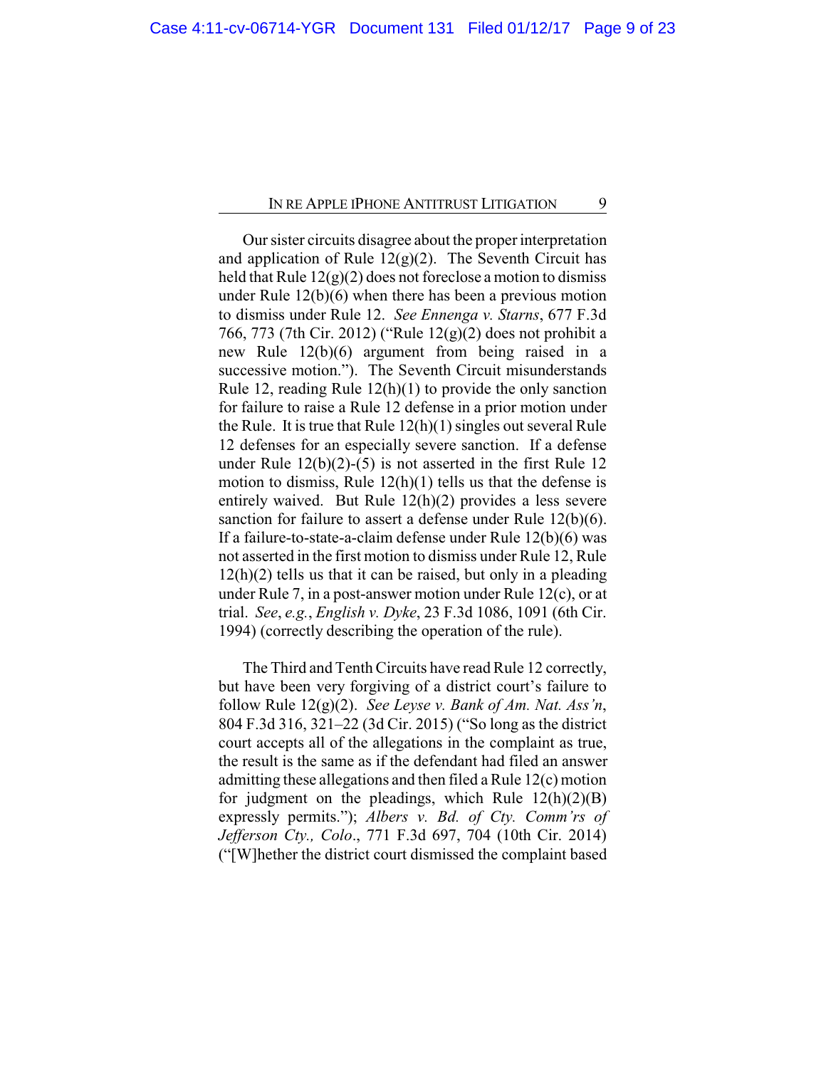Our sister circuits disagree about the proper interpretation and application of Rule 12(g)(2). The Seventh Circuit has held that Rule 12(g)(2) does not foreclose a motion to dismiss under Rule 12(b)(6) when there has been a previous motion to dismiss under Rule 12. *See Ennenga v. Starns*, 677 F.3d 766, 773 (7th Cir. 2012) ("Rule 12(g)(2) does not prohibit a new Rule 12(b)(6) argument from being raised in a successive motion."). The Seventh Circuit misunderstands Rule 12, reading Rule 12(h)(1) to provide the only sanction for failure to raise a Rule 12 defense in a prior motion under the Rule. It is true that Rule 12(h)(1) singles out several Rule 12 defenses for an especially severe sanction. If a defense under Rule 12(b)(2)-(5) is not asserted in the first Rule 12 motion to dismiss, Rule 12(h)(1) tells us that the defense is entirely waived. But Rule 12(h)(2) provides a less severe sanction for failure to assert a defense under Rule 12(b)(6). If a failure-to-state-a-claim defense under Rule 12(b)(6) was not asserted in the first motion to dismiss under Rule 12, Rule 12(h)(2) tells us that it can be raised, but only in a pleading under Rule 7, in a post-answer motion under Rule 12(c), or at trial. *See*, *e.g.*, *English v. Dyke*, 23 F.3d 1086, 1091 (6th Cir. 1994) (correctly describing the operation of the rule).

The Third and Tenth Circuits have read Rule 12 correctly, but have been very forgiving of a district court's failure to follow Rule 12(g)(2). *See Leyse v. Bank of Am. Nat. Ass'n*, 804 F.3d 316, 321–22 (3d Cir. 2015) ("So long as the district court accepts all of the allegations in the complaint as true, the result is the same as if the defendant had filed an answer admitting these allegations and then filed a Rule 12(c) motion for judgment on the pleadings, which Rule 12(h)(2)(B) expressly permits."); *Albers v. Bd. of Cty. Comm'rs of Jefferson Cty., Colo*., 771 F.3d 697, 704 (10th Cir. 2014) ("[W]hether the district court dismissed the complaint based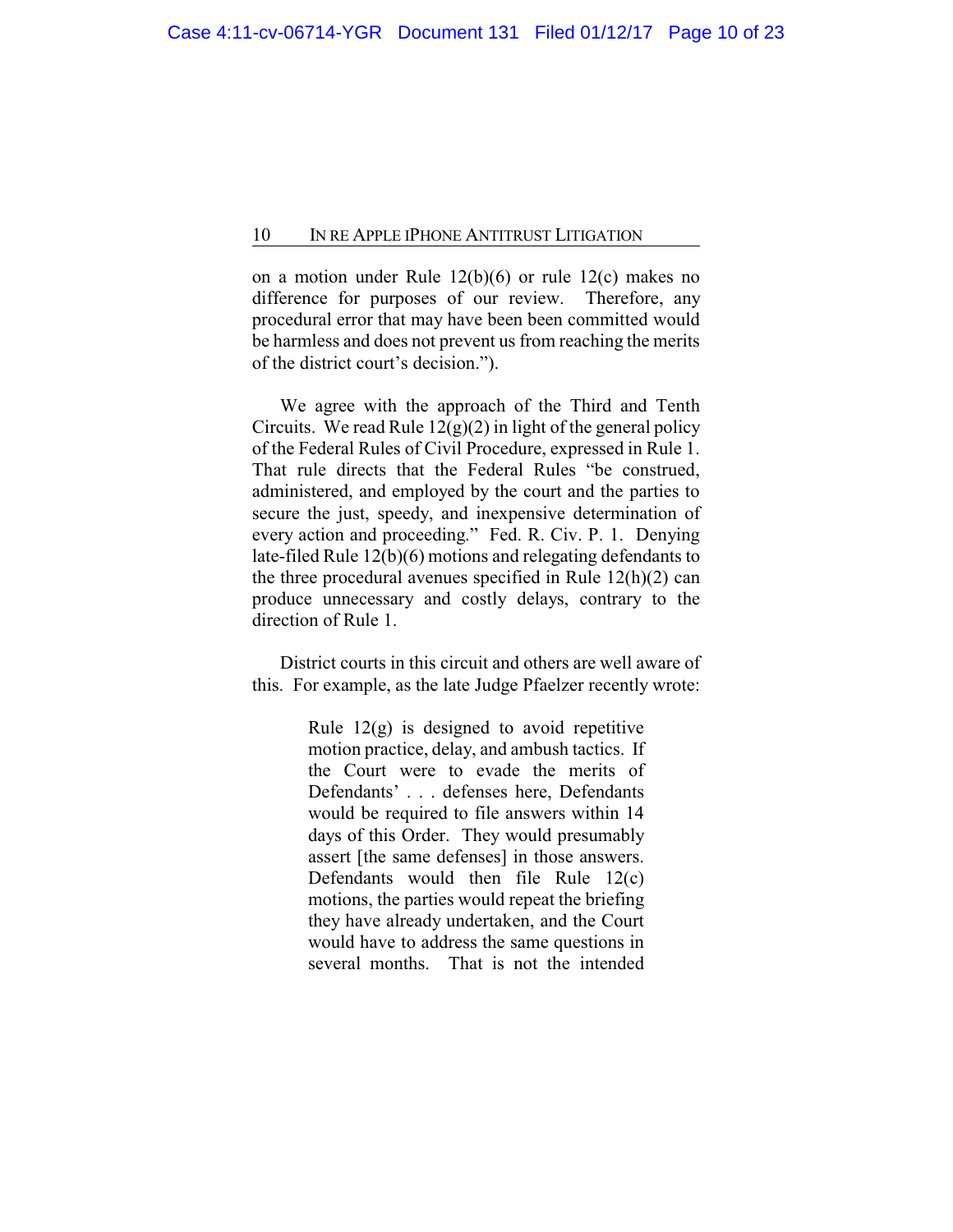on a motion under Rule 12(b)(6) or rule 12(c) makes no difference for purposes of our review. Therefore, any procedural error that may have been been committed would be harmless and does not prevent us from reaching the merits of the district court's decision.").

We agree with the approach of the Third and Tenth Circuits. We read Rule 12(g)(2) in light of the general policy of the Federal Rules of Civil Procedure, expressed in Rule 1. That rule directs that the Federal Rules "be construed, administered, and employed by the court and the parties to secure the just, speedy, and inexpensive determination of every action and proceeding." Fed. R. Civ. P. 1. Denying late-filed Rule 12(b)(6) motions and relegating defendants to the three procedural avenues specified in Rule 12(h)(2) can produce unnecessary and costly delays, contrary to the direction of Rule 1.

District courts in this circuit and others are well aware of this. For example, as the late Judge Pfaelzer recently wrote:

> Rule 12(g) is designed to avoid repetitive motion practice, delay, and ambush tactics. If the Court were to evade the merits of Defendants' . . . defenses here, Defendants would be required to file answers within 14 days of this Order. They would presumably assert [the same defenses] in those answers. Defendants would then file Rule 12(c) motions, the parties would repeat the briefing they have already undertaken, and the Court would have to address the same questions in several months. That is not the intended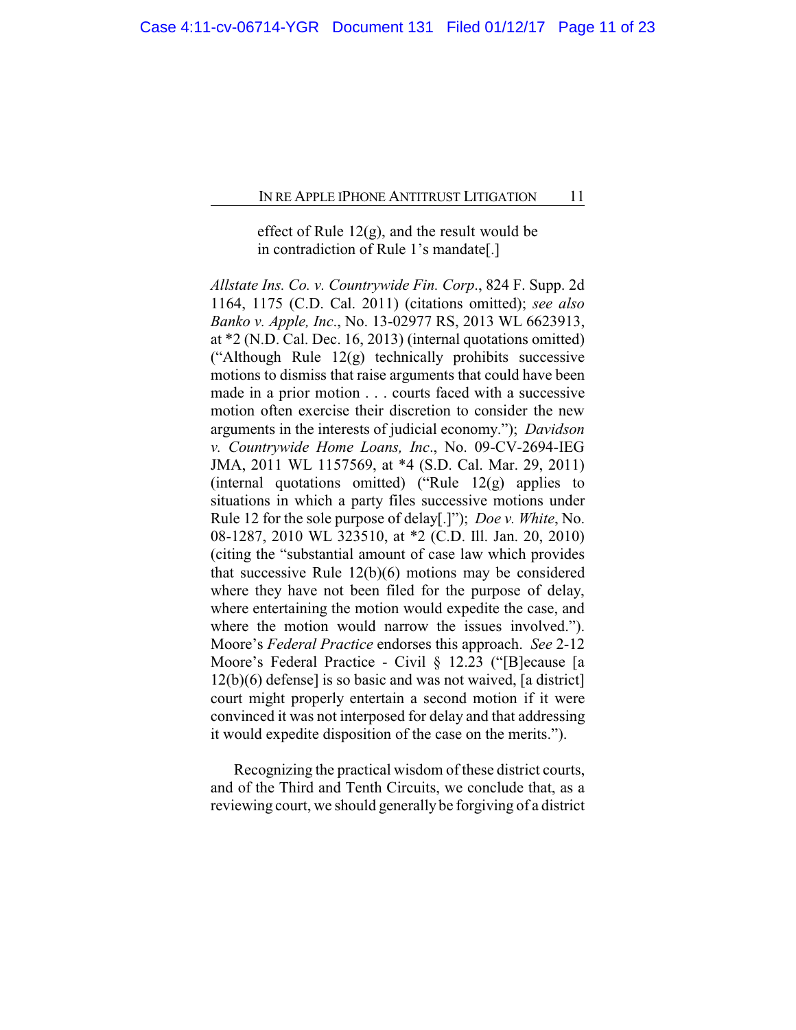> effect of Rule 12(g), and the result would be in contradiction of Rule 1's mandate[.]

*Allstate Ins. Co. v. Countrywide Fin. Corp*., 824 F. Supp. 2d 1164, 1175 (C.D. Cal. 2011) (citations omitted); *see also Banko v. Apple, Inc*., No. 13-02977 RS, 2013 WL 6623913, at *2 (N.D. Cal. Dec. 16, 2013) (internal quotations omitted) ("Although Rule 12(g) technically prohibits successive motions to dismiss that raise arguments that could have been made in a prior motion . . . courts faced with a successive motion often exercise their discretion to consider the new arguments in the interests of judicial economy."); *Davidson v. Countrywide Home Loans, Inc*., No. 09-CV-2694-IEG JMA, 2011 WL 1157569, at *4 (S.D. Cal. Mar. 29, 2011) (internal quotations omitted) ("Rule 12(g) applies to situations in which a party files successive motions under Rule 12 for the sole purpose of delay[.]"); *Doe v. White*, No. 08-1287, 2010 WL 323510, at *2 (C.D. Ill. Jan. 20, 2010) (citing the "substantial amount of case law which provides that successive Rule 12(b)(6) motions may be considered where they have not been filed for the purpose of delay, where entertaining the motion would expedite the case, and where the motion would narrow the issues involved."). Moore's *Federal Practice* endorses this approach. *See* 2-12 Moore's Federal Practice - Civil § 12.23 ("[B]ecause [a 12(b)(6) defense] is so basic and was not waived, [a district] court might properly entertain a second motion if it were convinced it was not interposed for delay and that addressing it would expedite disposition of the case on the merits.").

Recognizing the practical wisdom of these district courts, and of the Third and Tenth Circuits, we conclude that, as a reviewing court, we should generally be forgiving of a district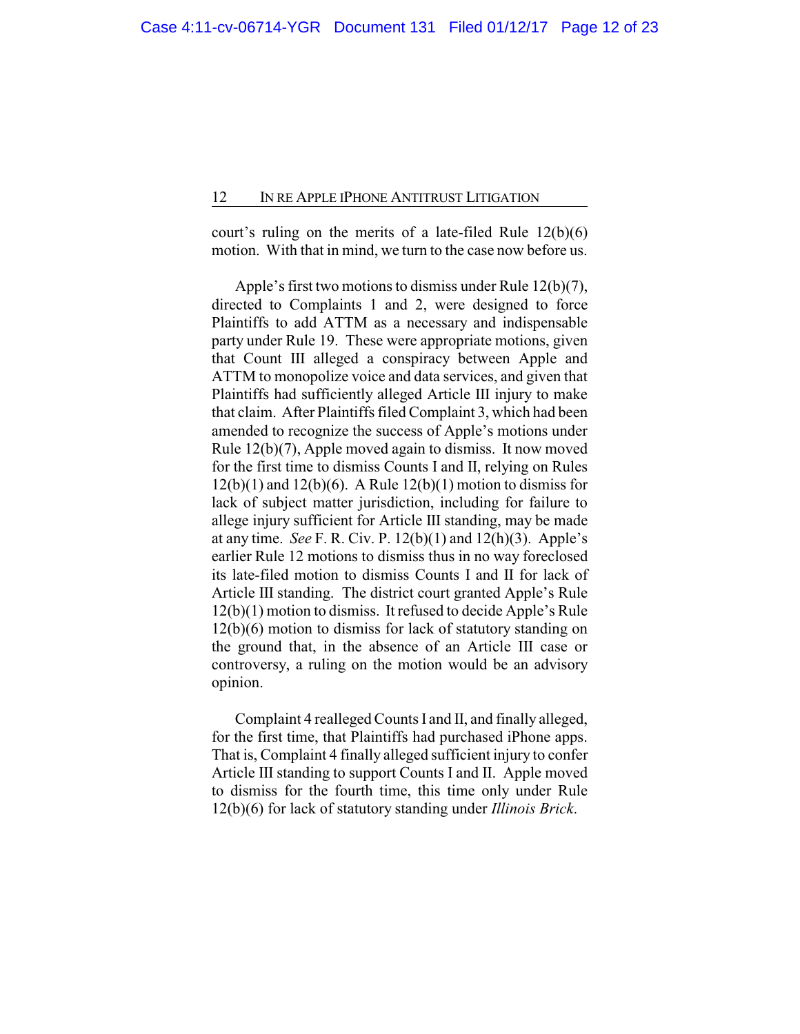court's ruling on the merits of a late-filed Rule 12(b)(6) motion. With that in mind, we turn to the case now before us.

Apple's first two motions to dismiss under Rule 12(b)(7), directed to Complaints 1 and 2, were designed to force Plaintiffs to add ATTM as a necessary and indispensable party under Rule 19. These were appropriate motions, given that Count III alleged a conspiracy between Apple and ATTM to monopolize voice and data services, and given that Plaintiffs had sufficiently alleged Article III injury to make that claim. After Plaintiffs filed Complaint 3, which had been amended to recognize the success of Apple's motions under Rule 12(b)(7), Apple moved again to dismiss. It now moved for the first time to dismiss Counts I and II, relying on Rules 12(b)(1) and 12(b)(6). A Rule 12(b)(1) motion to dismiss for lack of subject matter jurisdiction, including for failure to allege injury sufficient for Article III standing, may be made at any time. *See* F. R. Civ. P. 12(b)(1) and 12(h)(3). Apple's earlier Rule 12 motions to dismiss thus in no way foreclosed its late-filed motion to dismiss Counts I and II for lack of Article III standing. The district court granted Apple's Rule 12(b)(1) motion to dismiss. It refused to decide Apple's Rule 12(b)(6) motion to dismiss for lack of statutory standing on the ground that, in the absence of an Article III case or controversy, a ruling on the motion would be an advisory opinion.

Complaint 4 realleged Counts I and II, and finally alleged, for the first time, that Plaintiffs had purchased iPhone apps. That is, Complaint 4 finally alleged sufficient injury to confer Article III standing to support Counts I and II. Apple moved to dismiss for the fourth time, this time only under Rule 12(b)(6) for lack of statutory standing under *Illinois Brick*.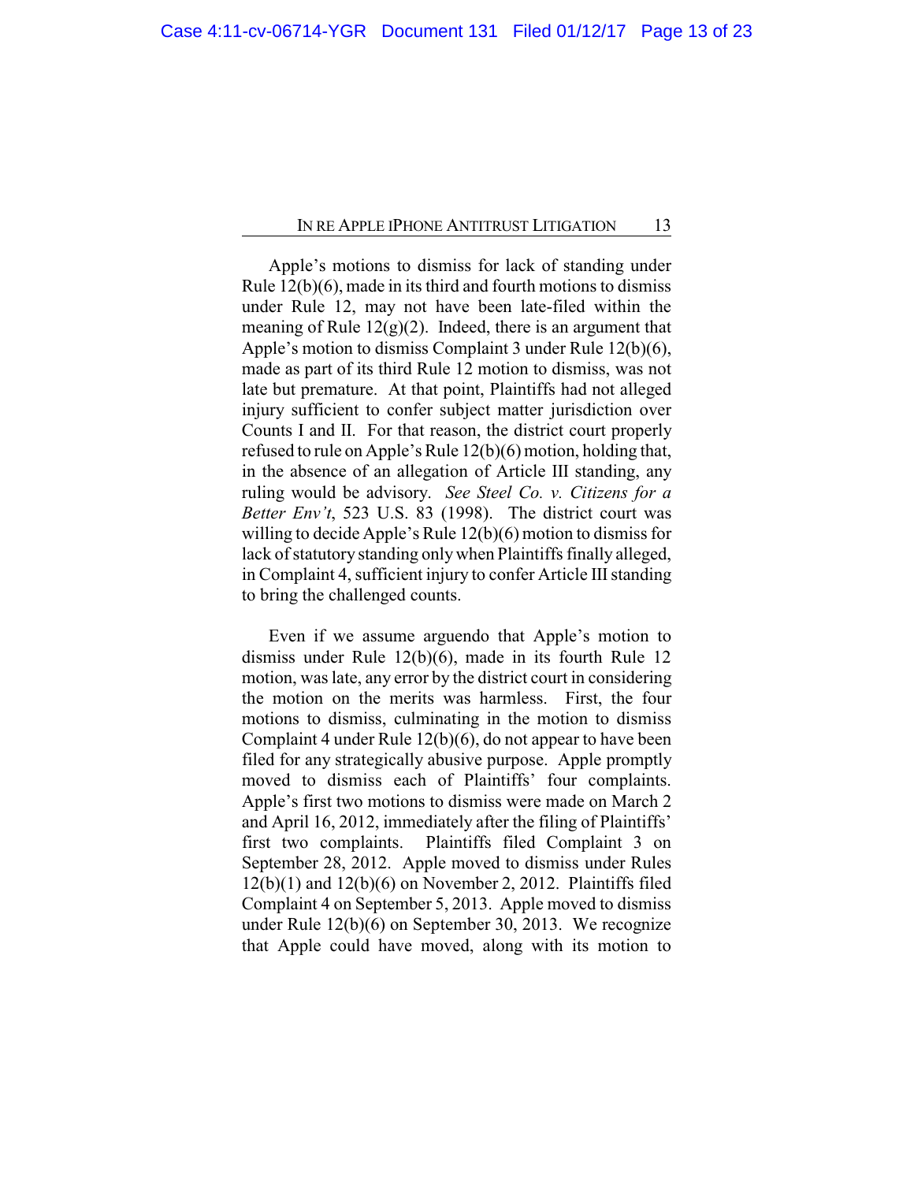Apple's motions to dismiss for lack of standing under Rule 12(b)(6), made in its third and fourth motions to dismiss under Rule 12, may not have been late-filed within the meaning of Rule 12(g)(2). Indeed, there is an argument that Apple's motion to dismiss Complaint 3 under Rule 12(b)(6), made as part of its third Rule 12 motion to dismiss, was not late but premature. At that point, Plaintiffs had not alleged injury sufficient to confer subject matter jurisdiction over Counts I and II. For that reason, the district court properly refused to rule on Apple's Rule 12(b)(6) motion, holding that, in the absence of an allegation of Article III standing, any ruling would be advisory. *See Steel Co. v. Citizens for a Better Env't*, 523 U.S. 83 (1998). The district court was willing to decide Apple's Rule 12(b)(6) motion to dismiss for lack of statutory standing only when Plaintiffs finally alleged, in Complaint 4, sufficient injury to confer Article III standing to bring the challenged counts.

Even if we assume arguendo that Apple's motion to dismiss under Rule 12(b)(6), made in its fourth Rule 12 motion, was late, any error by the district court in considering the motion on the merits was harmless. First, the four motions to dismiss, culminating in the motion to dismiss Complaint 4 under Rule 12(b)(6), do not appear to have been filed for any strategically abusive purpose. Apple promptly moved to dismiss each of Plaintiffs' four complaints. Apple's first two motions to dismiss were made on March 2 and April 16, 2012, immediately after the filing of Plaintiffs' first two complaints. Plaintiffs filed Complaint 3 on September 28, 2012. Apple moved to dismiss under Rules 12(b)(1) and 12(b)(6) on November 2, 2012. Plaintiffs filed Complaint 4 on September 5, 2013. Apple moved to dismiss under Rule 12(b)(6) on September 30, 2013. We recognize that Apple could have moved, along with its motion to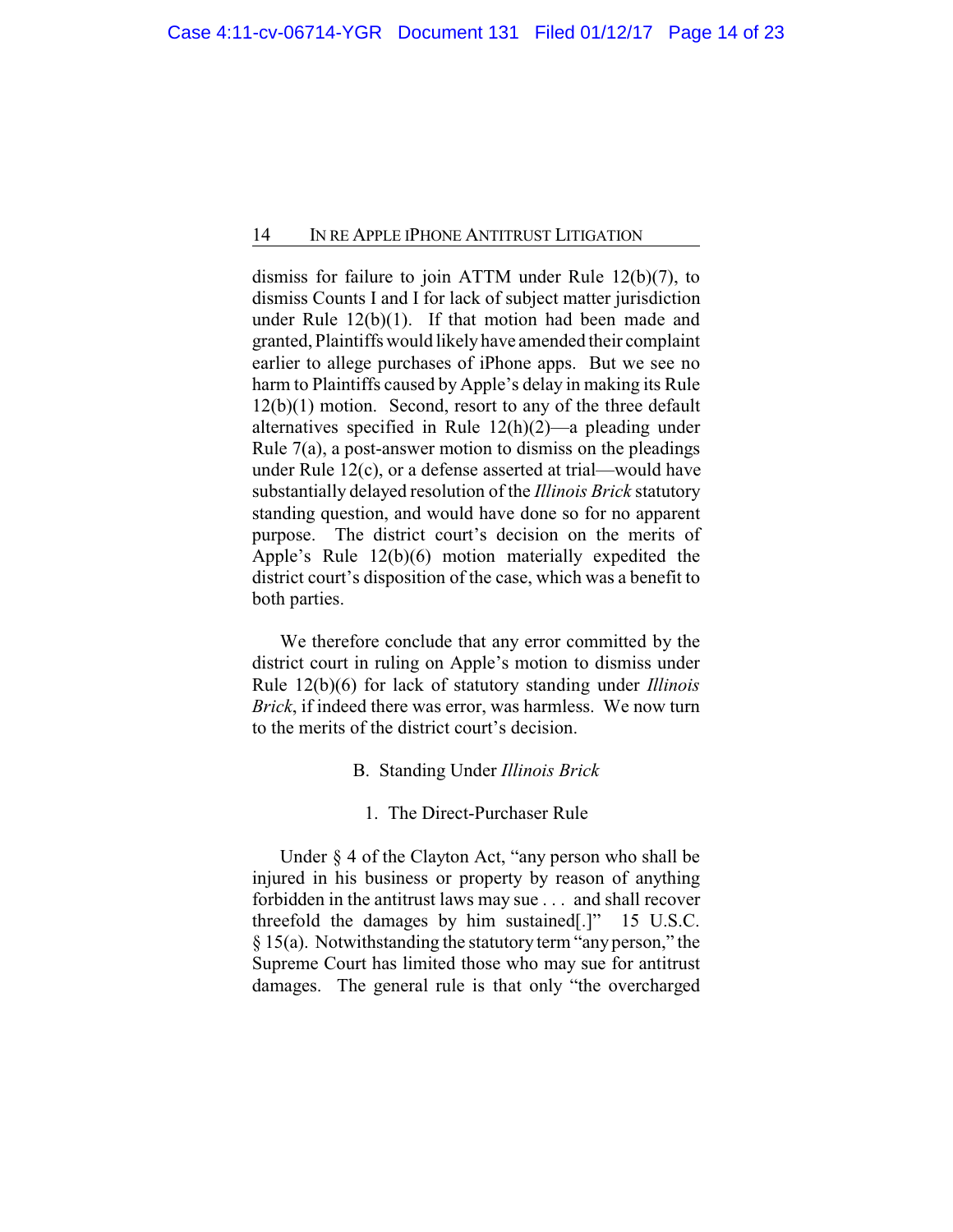dismiss for failure to join ATTM under Rule 12(b)(7), to dismiss Counts I and I for lack of subject matter jurisdiction under Rule 12(b)(1). If that motion had been made and granted, Plaintiffs would likely have amended their complaint earlier to allege purchases of iPhone apps. But we see no harm to Plaintiffs caused by Apple's delay in making its Rule 12(b)(1) motion. Second, resort to any of the three default alternatives specified in Rule 12(h)(2)—a pleading under Rule 7(a), a post-answer motion to dismiss on the pleadings under Rule 12(c), or a defense asserted at trial—would have substantially delayed resolution of the *Illinois Brick* statutory standing question, and would have done so for no apparent purpose. The district court's decision on the merits of Apple's Rule 12(b)(6) motion materially expedited the district court's disposition of the case, which was a benefit to both parties.

We therefore conclude that any error committed by the district court in ruling on Apple's motion to dismiss under Rule 12(b)(6) for lack of statutory standing under *Illinois Brick*, if indeed there was error, was harmless. We now turn to the merits of the district court's decision.

### B. Standing Under *Illinois Brick*

#### 1. The Direct-Purchaser Rule

Under § 4 of the Clayton Act, "any person who shall be injured in his business or property by reason of anything forbidden in the antitrust laws may sue . . . and shall recover threefold the damages by him sustained[.]" 15 U.S.C. § 15(a). Notwithstanding the statutory term "any person," the Supreme Court has limited those who may sue for antitrust damages. The general rule is that only "the overcharged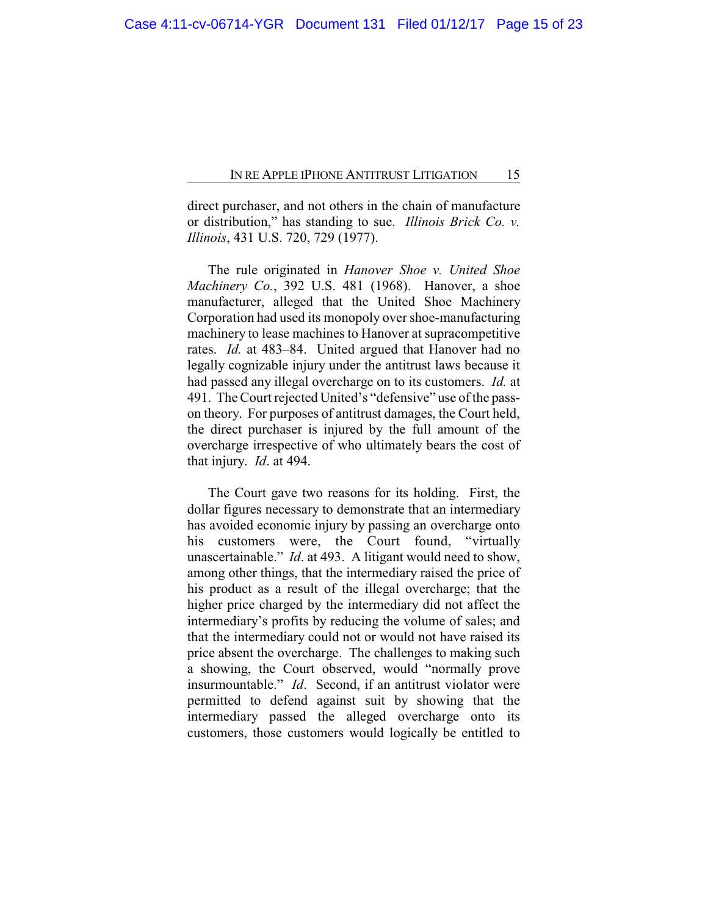direct purchaser, and not others in the chain of manufacture or distribution," has standing to sue. *Illinois Brick Co. v. Illinois*, 431 U.S. 720, 729 (1977).

The rule originated in *Hanover Shoe v. United Shoe Machinery Co.*, 392 U.S. 481 (1968). Hanover, a shoe manufacturer, alleged that the United Shoe Machinery Corporation had used its monopoly over shoe-manufacturing machinery to lease machines to Hanover at supracompetitive rates. *Id.* at 483–84. United argued that Hanover had no legally cognizable injury under the antitrust laws because it had passed any illegal overcharge on to its customers. *Id.* at 491. The Court rejected United's "defensive" use of the pass-on theory. For purposes of antitrust damages, the Court held, the direct purchaser is injured by the full amount of the overcharge irrespective of who ultimately bears the cost of that injury. *Id*. at 494.

The Court gave two reasons for its holding. First, the dollar figures necessary to demonstrate that an intermediary has avoided economic injury by passing an overcharge onto his customers were, the Court found, "virtually unascertainable." *Id*. at 493. A litigant would need to show, among other things, that the intermediary raised the price of his product as a result of the illegal overcharge; that the higher price charged by the intermediary did not affect the intermediary's profits by reducing the volume of sales; and that the intermediary could not or would not have raised its price absent the overcharge. The challenges to making such a showing, the Court observed, would "normally prove insurmountable." *Id*. Second, if an antitrust violator were permitted to defend against suit by showing that the intermediary passed the alleged overcharge onto its customers, those customers would logically be entitled to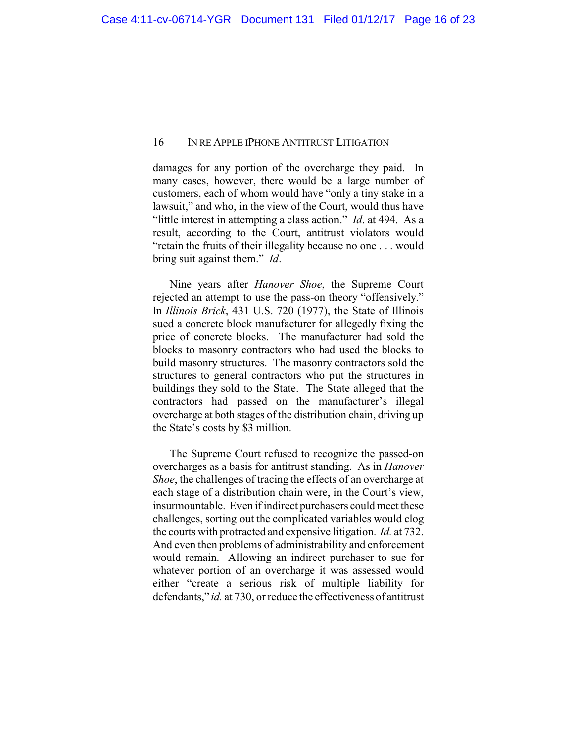damages for any portion of the overcharge they paid. In many cases, however, there would be a large number of customers, each of whom would have "only a tiny stake in a lawsuit," and who, in the view of the Court, would thus have "little interest in attempting a class action." *Id*. at 494. As a result, according to the Court, antitrust violators would "retain the fruits of their illegality because no one . . . would bring suit against them." *Id*.

Nine years after *Hanover Shoe*, the Supreme Court rejected an attempt to use the pass-on theory "offensively." In *Illinois Brick*, 431 U.S. 720 (1977), the State of Illinois sued a concrete block manufacturer for allegedly fixing the price of concrete blocks. The manufacturer had sold the blocks to masonry contractors who had used the blocks to build masonry structures. The masonry contractors sold the structures to general contractors who put the structures in buildings they sold to the State. The State alleged that the contractors had passed on the manufacturer's illegal overcharge at both stages of the distribution chain, driving up the State's costs by $3 million.

The Supreme Court refused to recognize the passed-on overcharges as a basis for antitrust standing. As in *Hanover Shoe*, the challenges of tracing the effects of an overcharge at each stage of a distribution chain were, in the Court's view, insurmountable. Even if indirect purchasers could meet these challenges, sorting out the complicated variables would clog the courts with protracted and expensive litigation. *Id.* at 732. And even then problems of administrability and enforcement would remain. Allowing an indirect purchaser to sue for whatever portion of an overcharge it was assessed would either "create a serious risk of multiple liability for defendants," *id.* at 730, or reduce the effectiveness of antitrust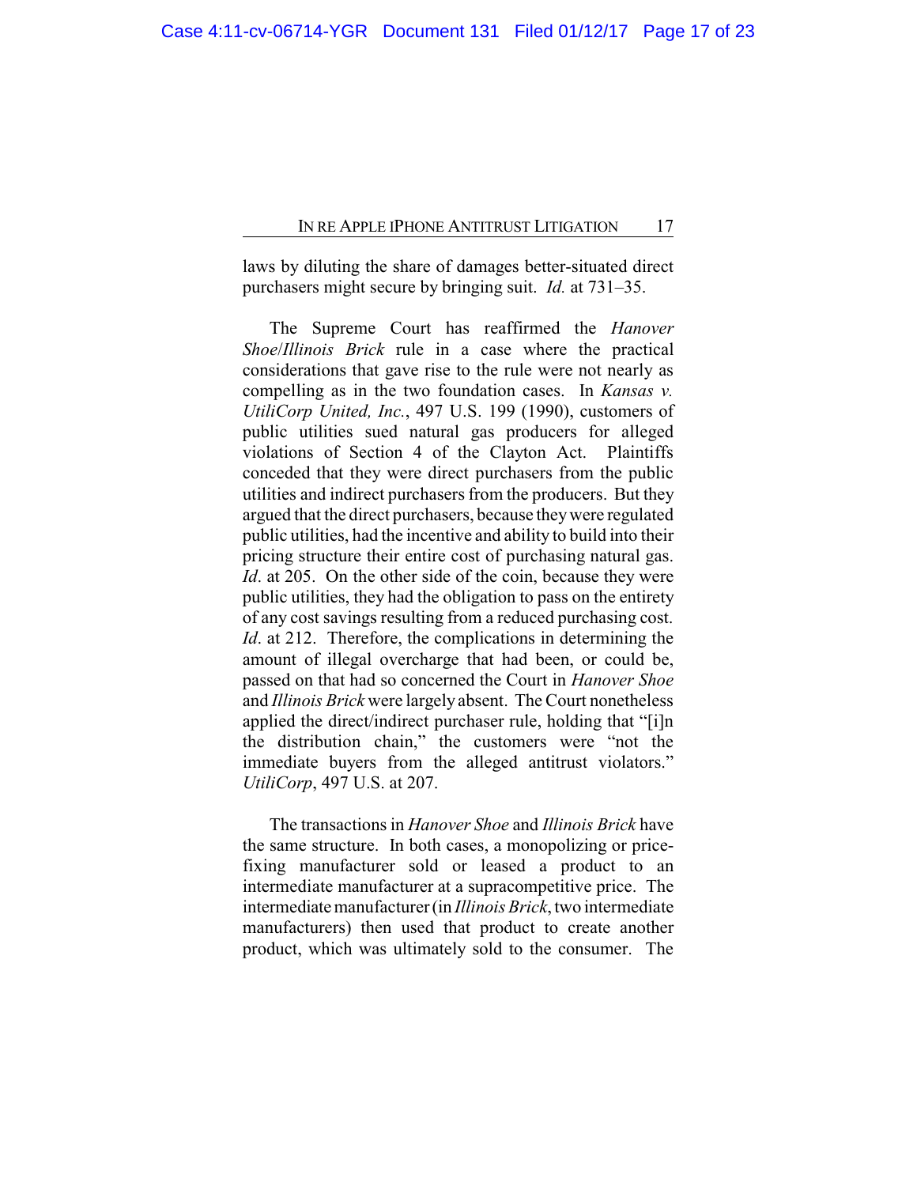laws by diluting the share of damages better-situated direct purchasers might secure by bringing suit. *Id.* at 731–35.

The Supreme Court has reaffirmed the *Hanover Shoe*/*Illinois Brick* rule in a case where the practical considerations that gave rise to the rule were not nearly as compelling as in the two foundation cases. In *Kansas v. UtiliCorp United, Inc.*, 497 U.S. 199 (1990), customers of public utilities sued natural gas producers for alleged violations of Section 4 of the Clayton Act. Plaintiffs conceded that they were direct purchasers from the public utilities and indirect purchasers from the producers. But they argued that the direct purchasers, because they were regulated public utilities, had the incentive and ability to build into their pricing structure their entire cost of purchasing natural gas. *Id*. at 205. On the other side of the coin, because they were public utilities, they had the obligation to pass on the entirety of any cost savings resulting from a reduced purchasing cost. *Id*. at 212. Therefore, the complications in determining the amount of illegal overcharge that had been, or could be, passed on that had so concerned the Court in *Hanover Shoe* and *Illinois Brick* were largely absent. The Court nonetheless applied the direct/indirect purchaser rule, holding that "[i]n the distribution chain," the customers were "not the immediate buyers from the alleged antitrust violators." *UtiliCorp*, 497 U.S. at 207.

The transactions in *Hanover Shoe* and *Illinois Brick* have the same structure. In both cases, a monopolizing or price-fixing manufacturer sold or leased a product to an intermediate manufacturer at a supracompetitive price. The intermediate manufacturer (in *Illinois Brick*, two intermediate manufacturers) then used that product to create another product, which was ultimately sold to the consumer. The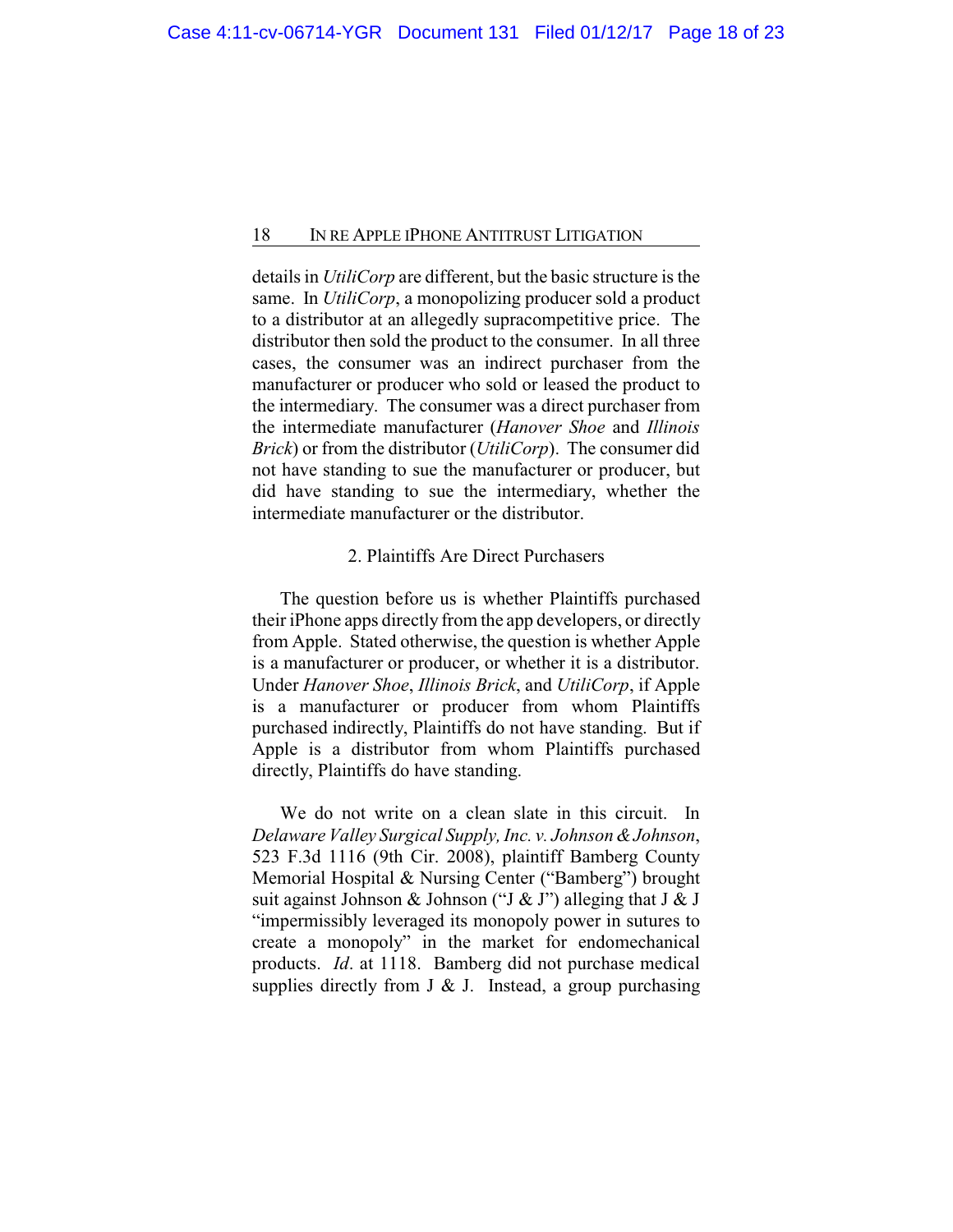details in *UtiliCorp* are different, but the basic structure is the same. In *UtiliCorp*, a monopolizing producer sold a product to a distributor at an allegedly supracompetitive price. The distributor then sold the product to the consumer. In all three cases, the consumer was an indirect purchaser from the manufacturer or producer who sold or leased the product to the intermediary. The consumer was a direct purchaser from the intermediate manufacturer (*Hanover Shoe* and *Illinois Brick*) or from the distributor (*UtiliCorp*). The consumer did not have standing to sue the manufacturer or producer, but did have standing to sue the intermediary, whether the intermediate manufacturer or the distributor.

### 2. Plaintiffs Are Direct Purchasers

The question before us is whether Plaintiffs purchased their iPhone apps directly from the app developers, or directly from Apple. Stated otherwise, the question is whether Apple is a manufacturer or producer, or whether it is a distributor. Under *Hanover Shoe*, *Illinois Brick*, and *UtiliCorp*, if Apple is a manufacturer or producer from whom Plaintiffs purchased indirectly, Plaintiffs do not have standing. But if Apple is a distributor from whom Plaintiffs purchased directly, Plaintiffs do have standing.

We do not write on a clean slate in this circuit. In *Delaware Valley Surgical Supply, Inc. v. Johnson & Johnson*, 523 F.3d 1116 (9th Cir. 2008), plaintiff Bamberg County Memorial Hospital & Nursing Center ("Bamberg") brought suit against Johnson & Johnson ("J & J") alleging that J & J "impermissibly leveraged its monopoly power in sutures to create a monopoly" in the market for endomechanical products. *Id*. at 1118. Bamberg did not purchase medical supplies directly from J & J. Instead, a group purchasing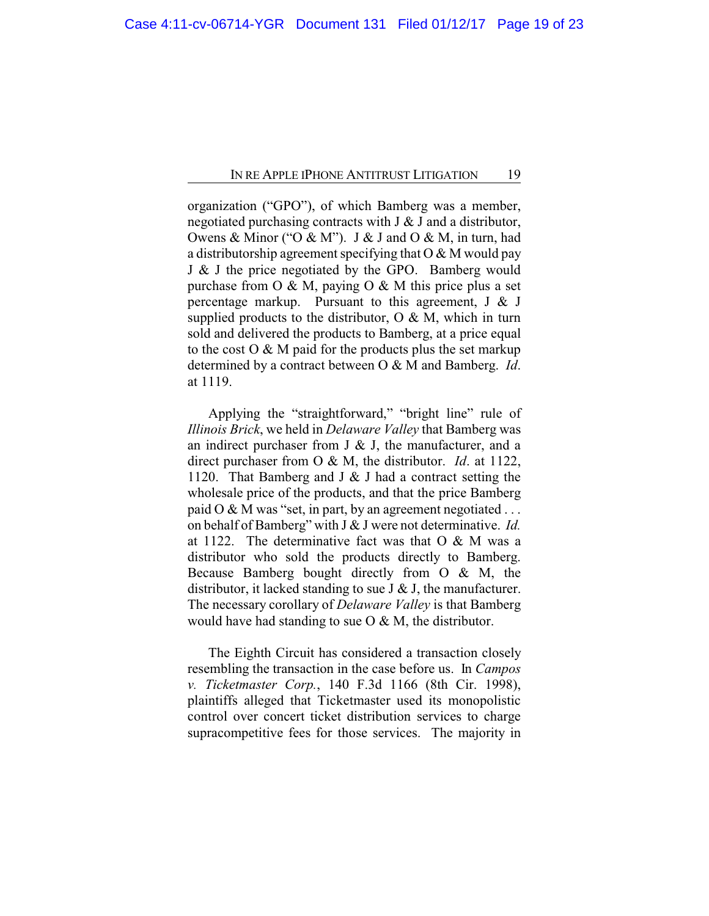organization ("GPO"), of which Bamberg was a member, negotiated purchasing contracts with J & J and a distributor, Owens & Minor ("O & M"). J & J and O & M, in turn, had a distributorship agreement specifying that O & M would pay J & J the price negotiated by the GPO. Bamberg would purchase from O & M, paying O & M this price plus a set percentage markup. Pursuant to this agreement, J & J supplied products to the distributor, O & M, which in turn sold and delivered the products to Bamberg, at a price equal to the cost O & M paid for the products plus the set markup determined by a contract between O & M and Bamberg. *Id*. at 1119.

Applying the "straightforward," "bright line" rule of *Illinois Brick*, we held in *Delaware Valley* that Bamberg was an indirect purchaser from J & J, the manufacturer, and a direct purchaser from O & M, the distributor. *Id*. at 1122, 1120. That Bamberg and J & J had a contract setting the wholesale price of the products, and that the price Bamberg paid O & M was "set, in part, by an agreement negotiated . . . on behalf of Bamberg" with J & J were not determinative. *Id.* at 1122. The determinative fact was that O & M was a distributor who sold the products directly to Bamberg. Because Bamberg bought directly from O & M, the distributor, it lacked standing to sue J & J, the manufacturer. The necessary corollary of *Delaware Valley* is that Bamberg would have had standing to sue O & M, the distributor.

The Eighth Circuit has considered a transaction closely resembling the transaction in the case before us. In *Campos v. Ticketmaster Corp.*, 140 F.3d 1166 (8th Cir. 1998), plaintiffs alleged that Ticketmaster used its monopolistic control over concert ticket distribution services to charge supracompetitive fees for those services. The majority in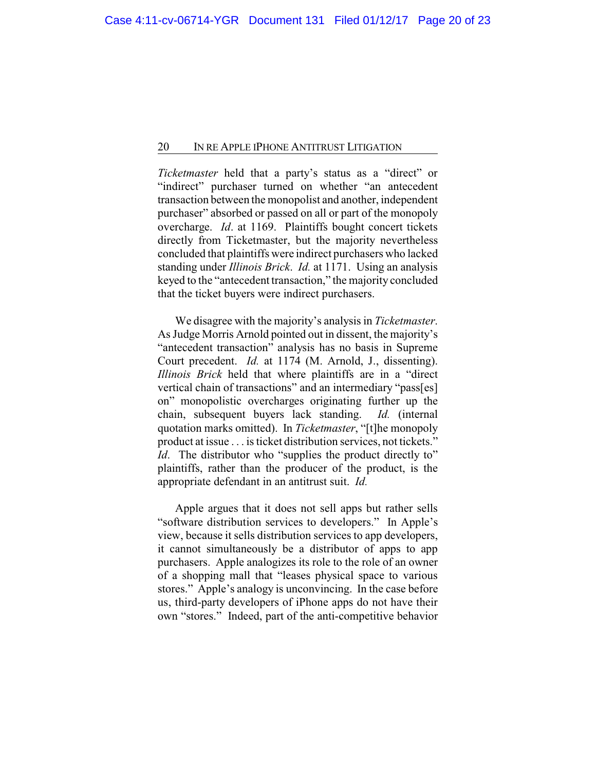*Ticketmaster* held that a party's status as a "direct" or "indirect" purchaser turned on whether "an antecedent transaction between the monopolist and another, independent purchaser" absorbed or passed on all or part of the monopoly overcharge. *Id*. at 1169. Plaintiffs bought concert tickets directly from Ticketmaster, but the majority nevertheless concluded that plaintiffs were indirect purchasers who lacked standing under *Illinois Brick*. *Id.* at 1171. Using an analysis keyed to the "antecedent transaction," the majority concluded that the ticket buyers were indirect purchasers.

We disagree with the majority's analysis in *Ticketmaster*. As Judge Morris Arnold pointed out in dissent, the majority's "antecedent transaction" analysis has no basis in Supreme Court precedent. *Id.* at 1174 (M. Arnold, J., dissenting). *Illinois Brick* held that where plaintiffs are in a "direct vertical chain of transactions" and an intermediary "pass[es] on" monopolistic overcharges originating further up the chain, subsequent buyers lack standing. *Id.* (internal quotation marks omitted). In *Ticketmaster*, "[t]he monopoly product at issue . . . is ticket distribution services, not tickets." *Id*. The distributor who "supplies the product directly to" plaintiffs, rather than the producer of the product, is the appropriate defendant in an antitrust suit. *Id.*

Apple argues that it does not sell apps but rather sells "software distribution services to developers." In Apple's view, because it sells distribution services to app developers, it cannot simultaneously be a distributor of apps to app purchasers. Apple analogizes its role to the role of an owner of a shopping mall that "leases physical space to various stores." Apple's analogy is unconvincing. In the case before us, third-party developers of iPhone apps do not have their own "stores." Indeed, part of the anti-competitive behavior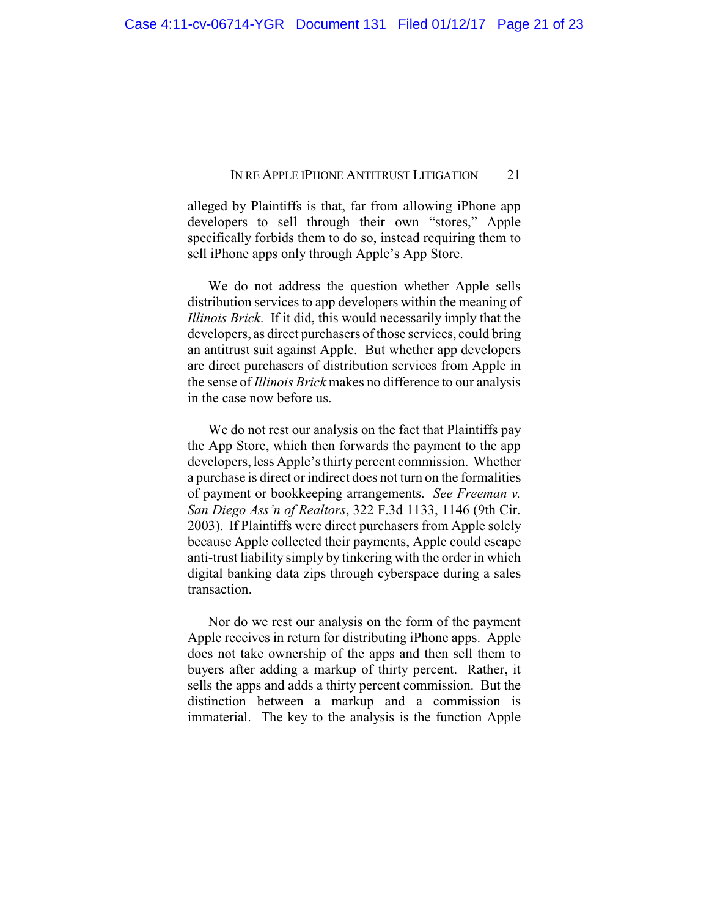alleged by Plaintiffs is that, far from allowing iPhone app developers to sell through their own "stores," Apple specifically forbids them to do so, instead requiring them to sell iPhone apps only through Apple's App Store.

We do not address the question whether Apple sells distribution services to app developers within the meaning of *Illinois Brick*. If it did, this would necessarily imply that the developers, as direct purchasers of those services, could bring an antitrust suit against Apple. But whether app developers are direct purchasers of distribution services from Apple in the sense of *Illinois Brick* makes no difference to our analysis in the case now before us.

We do not rest our analysis on the fact that Plaintiffs pay the App Store, which then forwards the payment to the app developers, less Apple's thirty percent commission. Whether a purchase is direct or indirect does not turn on the formalities of payment or bookkeeping arrangements. *See Freeman v. San Diego Ass'n of Realtors*, 322 F.3d 1133, 1146 (9th Cir. 2003). If Plaintiffs were direct purchasers from Apple solely because Apple collected their payments, Apple could escape anti-trust liability simply by tinkering with the order in which digital banking data zips through cyberspace during a sales transaction.

Nor do we rest our analysis on the form of the payment Apple receives in return for distributing iPhone apps. Apple does not take ownership of the apps and then sell them to buyers after adding a markup of thirty percent. Rather, it sells the apps and adds a thirty percent commission. But the distinction between a markup and a commission is immaterial. The key to the analysis is the function Apple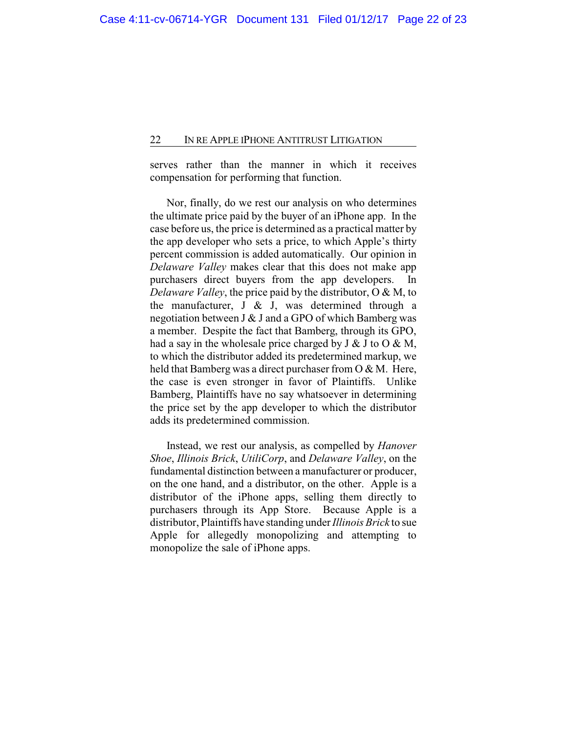serves rather than the manner in which it receives compensation for performing that function.

Nor, finally, do we rest our analysis on who determines the ultimate price paid by the buyer of an iPhone app. In the case before us, the price is determined as a practical matter by the app developer who sets a price, to which Apple's thirty percent commission is added automatically. Our opinion in *Delaware Valley* makes clear that this does not make app purchasers direct buyers from the app developers. In *Delaware Valley*, the price paid by the distributor, O & M, to the manufacturer, J & J, was determined through a negotiation between J & J and a GPO of which Bamberg was a member. Despite the fact that Bamberg, through its GPO, had a say in the wholesale price charged by J & J to O & M, to which the distributor added its predetermined markup, we held that Bamberg was a direct purchaser from O & M. Here, the case is even stronger in favor of Plaintiffs. Unlike Bamberg, Plaintiffs have no say whatsoever in determining the price set by the app developer to which the distributor adds its predetermined commission.

Instead, we rest our analysis, as compelled by *Hanover Shoe*, *Illinois Brick*, *UtiliCorp*, and *Delaware Valley*, on the fundamental distinction between a manufacturer or producer, on the one hand, and a distributor, on the other. Apple is a distributor of the iPhone apps, selling them directly to purchasers through its App Store. Because Apple is a distributor, Plaintiffs have standing under *Illinois Brick* to sue Apple for allegedly monopolizing and attempting to monopolize the sale of iPhone apps.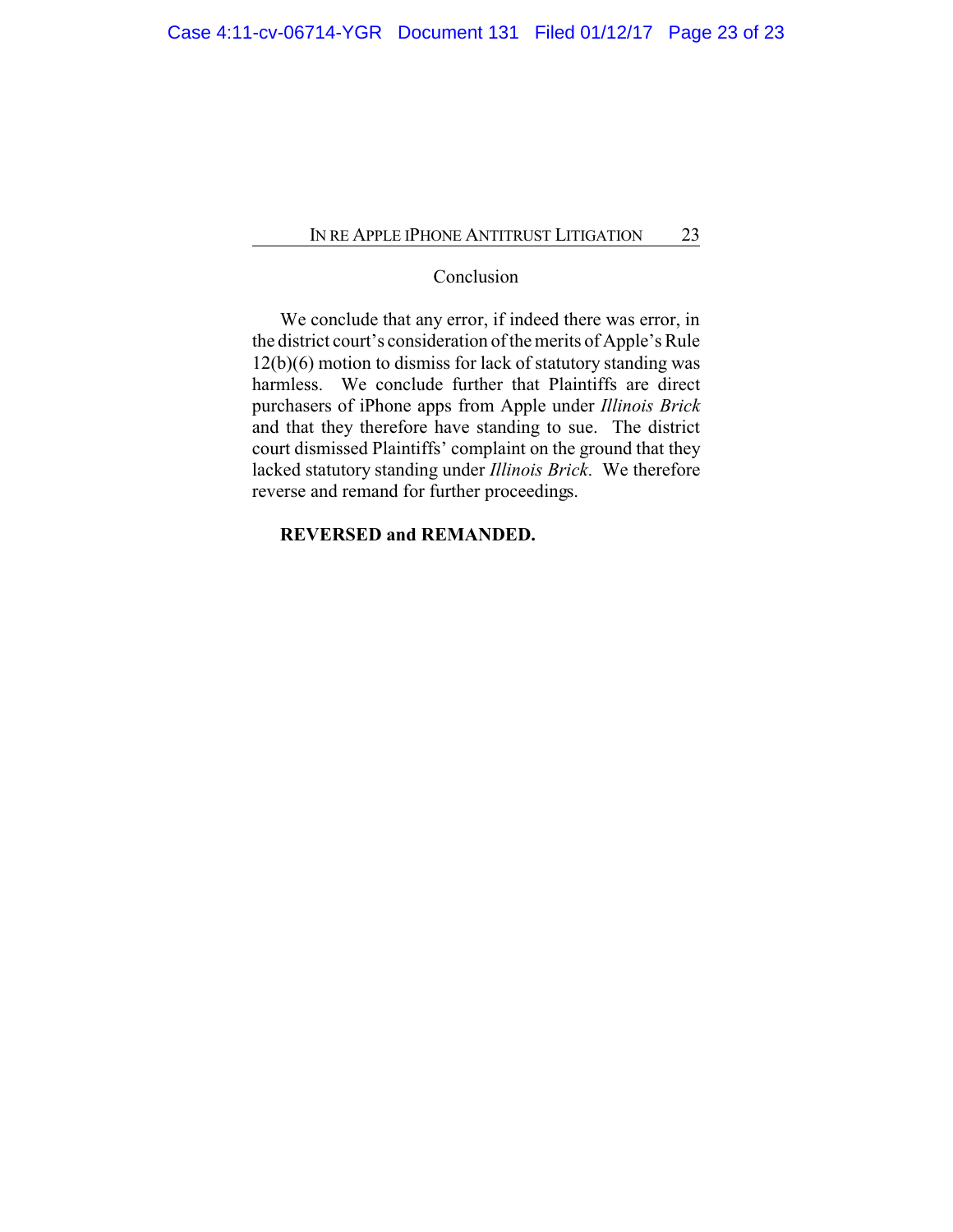## Conclusion

We conclude that any error, if indeed there was error, in the district court's consideration of the merits of Apple's Rule 12(b)(6) motion to dismiss for lack of statutory standing was harmless. We conclude further that Plaintiffs are direct purchasers of iPhone apps from Apple under *Illinois Brick* and that they therefore have standing to sue. The district court dismissed Plaintiffs' complaint on the ground that they lacked statutory standing under *Illinois Brick*. We therefore reverse and remand for further proceedings.

**REVERSED and REMANDED.**